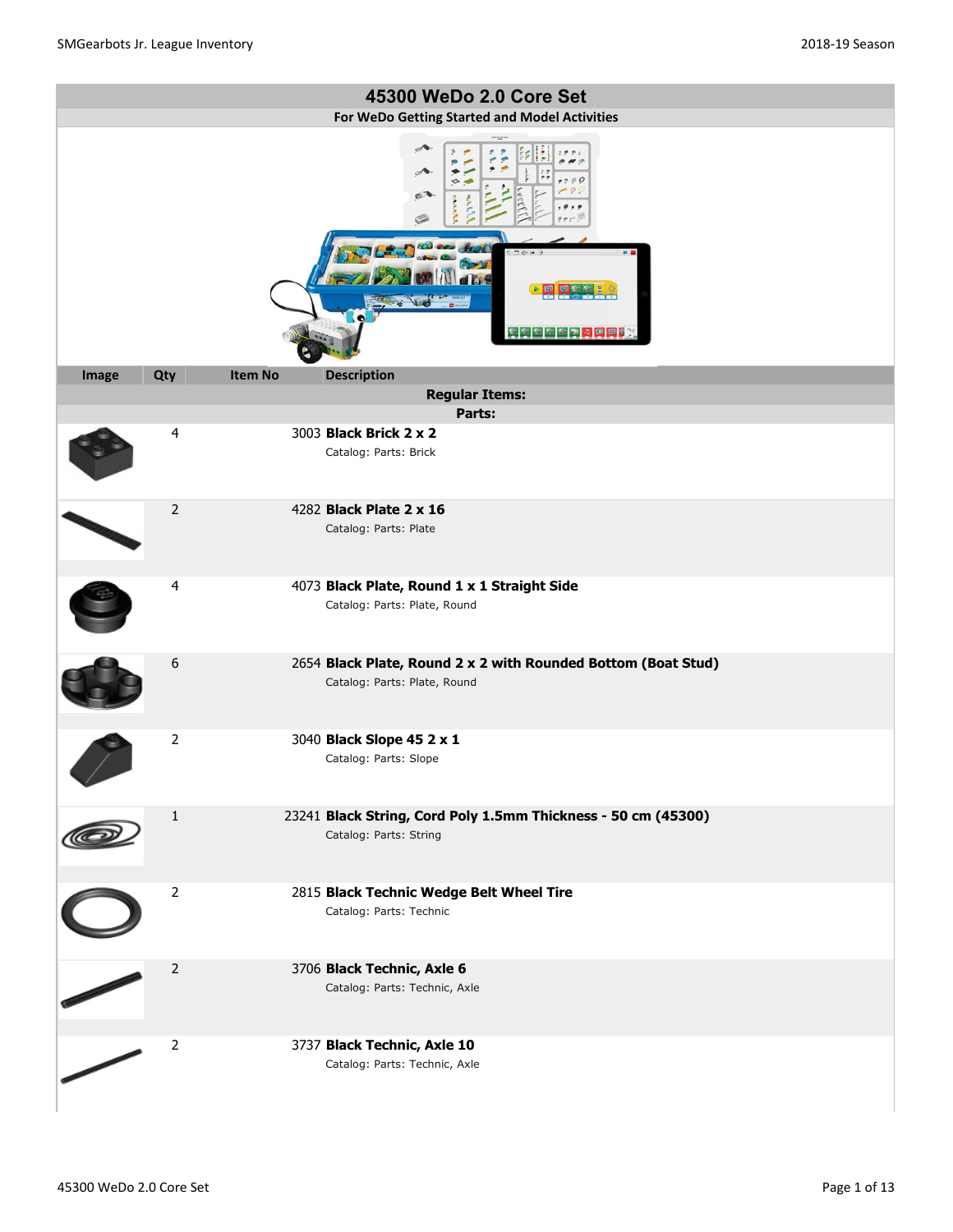# 45300 WeDo 2.0 Core Set

**For WeDo Getting Started and Model Activities**

| Image | Qty | Item No | Description |
|---|---|---|---|
| | | | **Regular Items:** |
| | | | **Parts:** |
| | 4 | 3003 | **Black Brick 2 x 2**<br>Catalog: Parts: Brick |
| | 2 | 4282 | **Black Plate 2 x 16**<br>Catalog: Parts: Plate |
| | 4 | 4073 | **Black Plate, Round 1 x 1 Straight Side**<br>Catalog: Parts: Plate, Round |
| | 6 | 2654 | **Black Plate, Round 2 x 2 with Rounded Bottom (Boat Stud)**<br>Catalog: Parts: Plate, Round |
| | 2 | 3040 | **Black Slope 45 2 x 1**<br>Catalog: Parts: Slope |
| | 1 | 23241 | **Black String, Cord Poly 1.5mm Thickness - 50 cm (45300)**<br>Catalog: Parts: String |
| | 2 | 2815 | **Black Technic Wedge Belt Wheel Tire**<br>Catalog: Parts: Technic |
| | 2 | 3706 | **Black Technic, Axle 6**<br>Catalog: Parts: Technic, Axle |
| | 2 | 3737 | **Black Technic, Axle 10**<br>Catalog: Parts: Technic, Axle |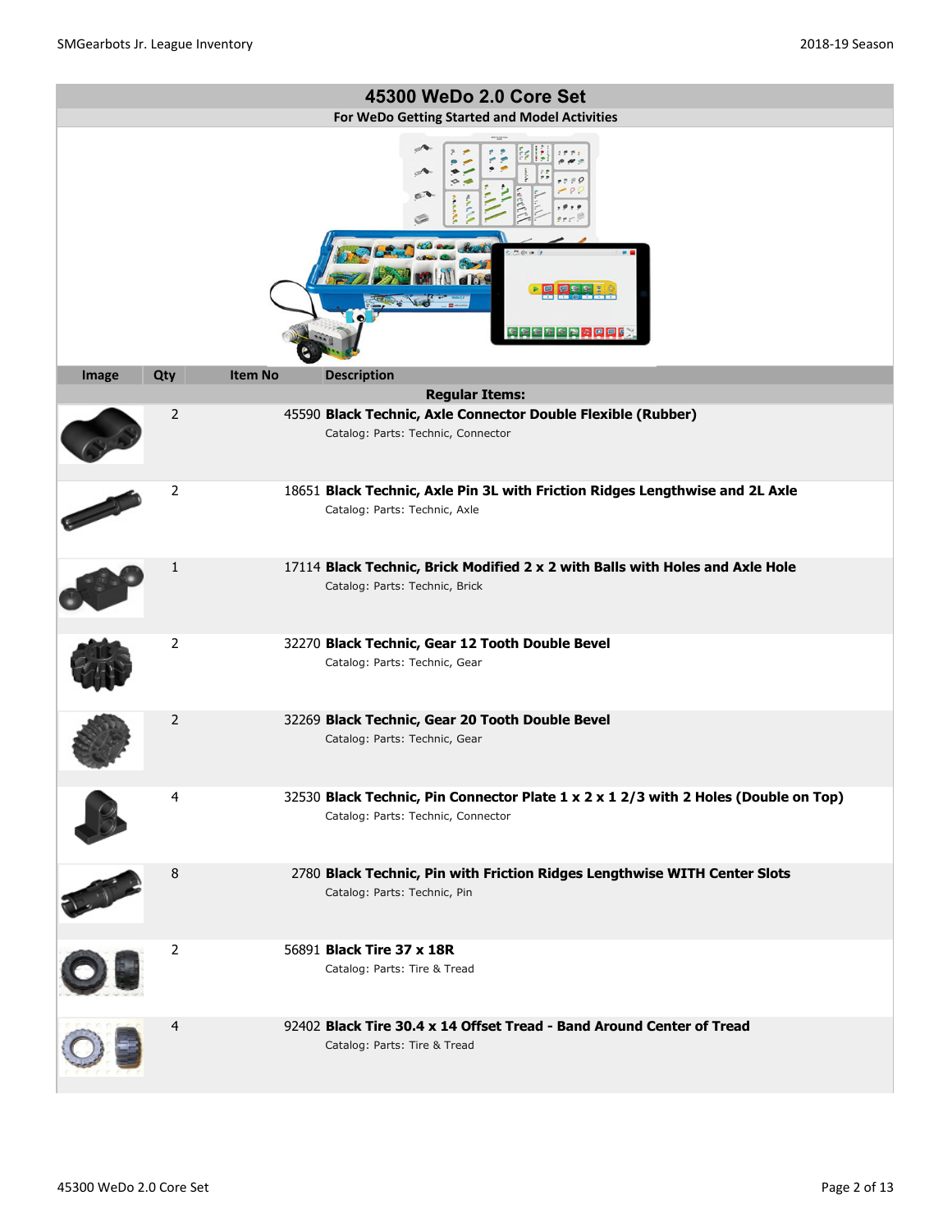## 45300 WeDo 2.0 Core Set

**For WeDo Getting Started and Model Activities**

| Image | Qty | Item No | Description |
|---|---|---|---|
| | | | **Regular Items:** |
| | 2 | 45590 | **Black Technic, Axle Connector Double Flexible (Rubber)**<br>Catalog: Parts: Technic, Connector |
| | 2 | 18651 | **Black Technic, Axle Pin 3L with Friction Ridges Lengthwise and 2L Axle**<br>Catalog: Parts: Technic, Axle |
| | 1 | 17114 | **Black Technic, Brick Modified 2 x 2 with Balls with Holes and Axle Hole**<br>Catalog: Parts: Technic, Brick |
| | 2 | 32270 | **Black Technic, Gear 12 Tooth Double Bevel**<br>Catalog: Parts: Technic, Gear |
| | 2 | 32269 | **Black Technic, Gear 20 Tooth Double Bevel**<br>Catalog: Parts: Technic, Gear |
| | 4 | 32530 | **Black Technic, Pin Connector Plate 1 x 2 x 1 2/3 with 2 Holes (Double on Top)**<br>Catalog: Parts: Technic, Connector |
| | 8 | 2780 | **Black Technic, Pin with Friction Ridges Lengthwise WITH Center Slots**<br>Catalog: Parts: Technic, Pin |
| | 2 | 56891 | **Black Tire 37 x 18R**<br>Catalog: Parts: Tire & Tread |
| | 4 | 92402 | **Black Tire 30.4 x 14 Offset Tread - Band Around Center of Tread**<br>Catalog: Parts: Tire & Tread |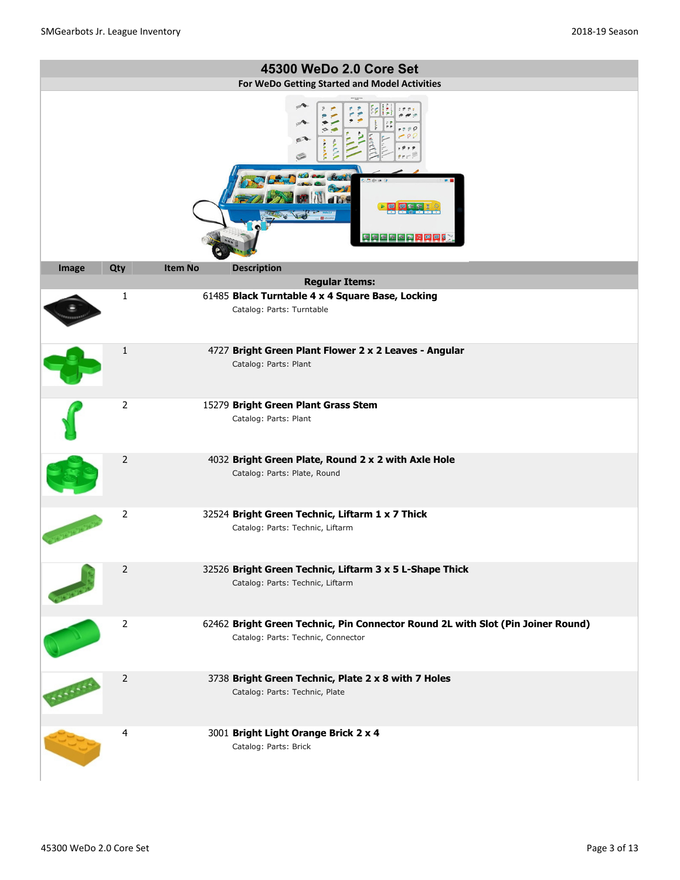# 45300 WeDo 2.0 Core Set

**For WeDo Getting Started and Model Activities**

| Image | Qty | Item No | Description |
|---|---|---|---|
| | | | **Regular Items:** |
| | 1 | 61485 | **Black Turntable 4 x 4 Square Base, Locking**<br>Catalog: Parts: Turntable |
| | 1 | 4727 | **Bright Green Plant Flower 2 x 2 Leaves - Angular**<br>Catalog: Parts: Plant |
| | 2 | 15279 | **Bright Green Plant Grass Stem**<br>Catalog: Parts: Plant |
| | 2 | 4032 | **Bright Green Plate, Round 2 x 2 with Axle Hole**<br>Catalog: Parts: Plate, Round |
| | 2 | 32524 | **Bright Green Technic, Liftarm 1 x 7 Thick**<br>Catalog: Parts: Technic, Liftarm |
| | 2 | 32526 | **Bright Green Technic, Liftarm 3 x 5 L-Shape Thick**<br>Catalog: Parts: Technic, Liftarm |
| | 2 | 62462 | **Bright Green Technic, Pin Connector Round 2L with Slot (Pin Joiner Round)**<br>Catalog: Parts: Technic, Connector |
| | 2 | 3738 | **Bright Green Technic, Plate 2 x 8 with 7 Holes**<br>Catalog: Parts: Technic, Plate |
| | 4 | 3001 | **Bright Light Orange Brick 2 x 4**<br>Catalog: Parts: Brick |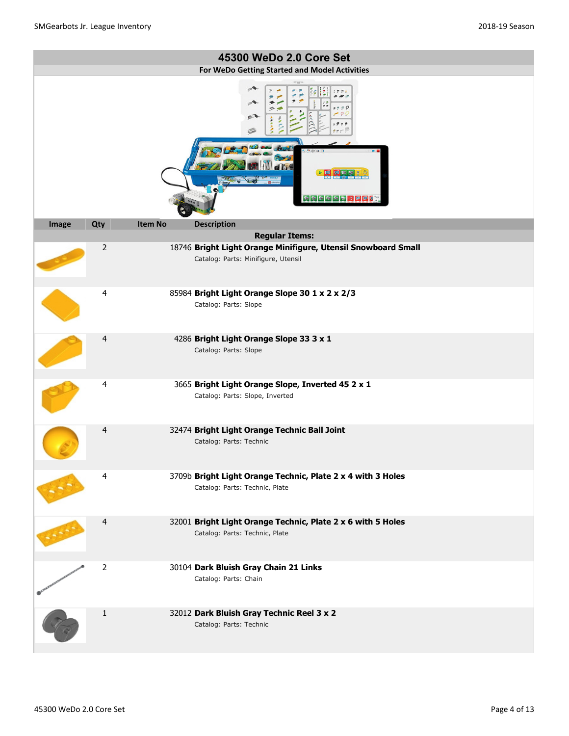## 45300 WeDo 2.0 Core Set

**For WeDo Getting Started and Model Activities**

| Image | Qty | Item No | Description |
|---|---|---|---|
| | | | **Regular Items:** |
| | 2 | 18746 | **Bright Light Orange Minifigure, Utensil Snowboard Small**<br>Catalog: Parts: Minifigure, Utensil |
| | 4 | 85984 | **Bright Light Orange Slope 30 1 x 2 x 2/3**<br>Catalog: Parts: Slope |
| | 4 | 4286 | **Bright Light Orange Slope 33 3 x 1**<br>Catalog: Parts: Slope |
| | 4 | 3665 | **Bright Light Orange Slope, Inverted 45 2 x 1**<br>Catalog: Parts: Slope, Inverted |
| | 4 | 32474 | **Bright Light Orange Technic Ball Joint**<br>Catalog: Parts: Technic |
| | 4 | 3709b | **Bright Light Orange Technic, Plate 2 x 4 with 3 Holes**<br>Catalog: Parts: Technic, Plate |
| | 4 | 32001 | **Bright Light Orange Technic, Plate 2 x 6 with 5 Holes**<br>Catalog: Parts: Technic, Plate |
| | 2 | 30104 | **Dark Bluish Gray Chain 21 Links**<br>Catalog: Parts: Chain |
| | 1 | 32012 | **Dark Bluish Gray Technic Reel 3 x 2**<br>Catalog: Parts: Technic |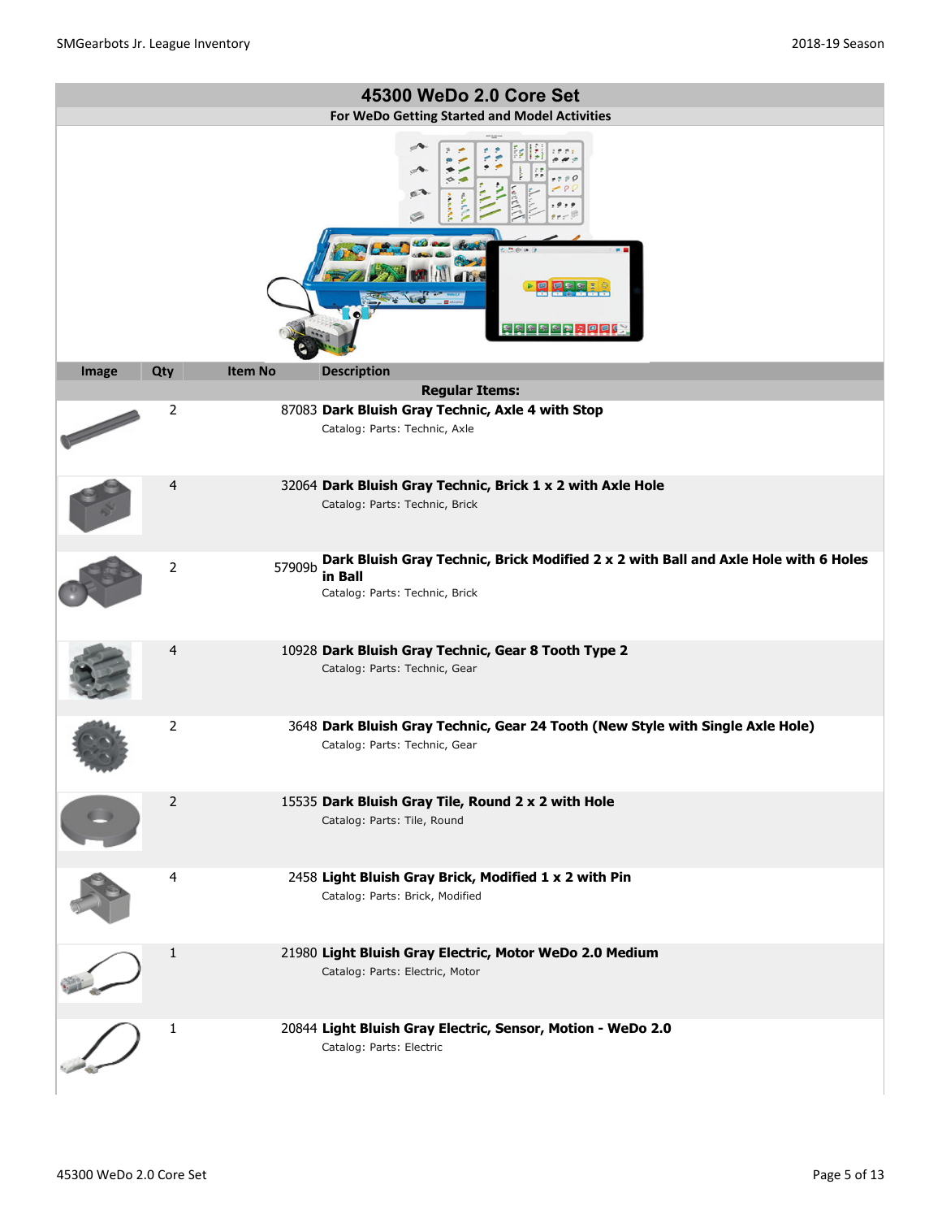## 45300 WeDo 2.0 Core Set

For WeDo Getting Started and Model Activities

| Image | Qty | Item No | Description |
|---|---|---|---|
| **Regular Items:** | | | |
| | 2 | 87083 | **Dark Bluish Gray Technic, Axle 4 with Stop** Catalog: Parts: Technic, Axle |
| | 4 | 32064 | **Dark Bluish Gray Technic, Brick 1 x 2 with Axle Hole** Catalog: Parts: Technic, Brick |
| | 2 | 57909b | **Dark Bluish Gray Technic, Brick Modified 2 x 2 with Ball and Axle Hole with 6 Holes in Ball** Catalog: Parts: Technic, Brick |
| | 4 | 10928 | **Dark Bluish Gray Technic, Gear 8 Tooth Type 2** Catalog: Parts: Technic, Gear |
| | 2 | 3648 | **Dark Bluish Gray Technic, Gear 24 Tooth (New Style with Single Axle Hole)** Catalog: Parts: Technic, Gear |
| | 2 | 15535 | **Dark Bluish Gray Tile, Round 2 x 2 with Hole** Catalog: Parts: Tile, Round |
| | 4 | 2458 | **Light Bluish Gray Brick, Modified 1 x 2 with Pin** Catalog: Parts: Brick, Modified |
| | 1 | 21980 | **Light Bluish Gray Electric, Motor WeDo 2.0 Medium** Catalog: Parts: Electric, Motor |
| | 1 | 20844 | **Light Bluish Gray Electric, Sensor, Motion - WeDo 2.0** Catalog: Parts: Electric |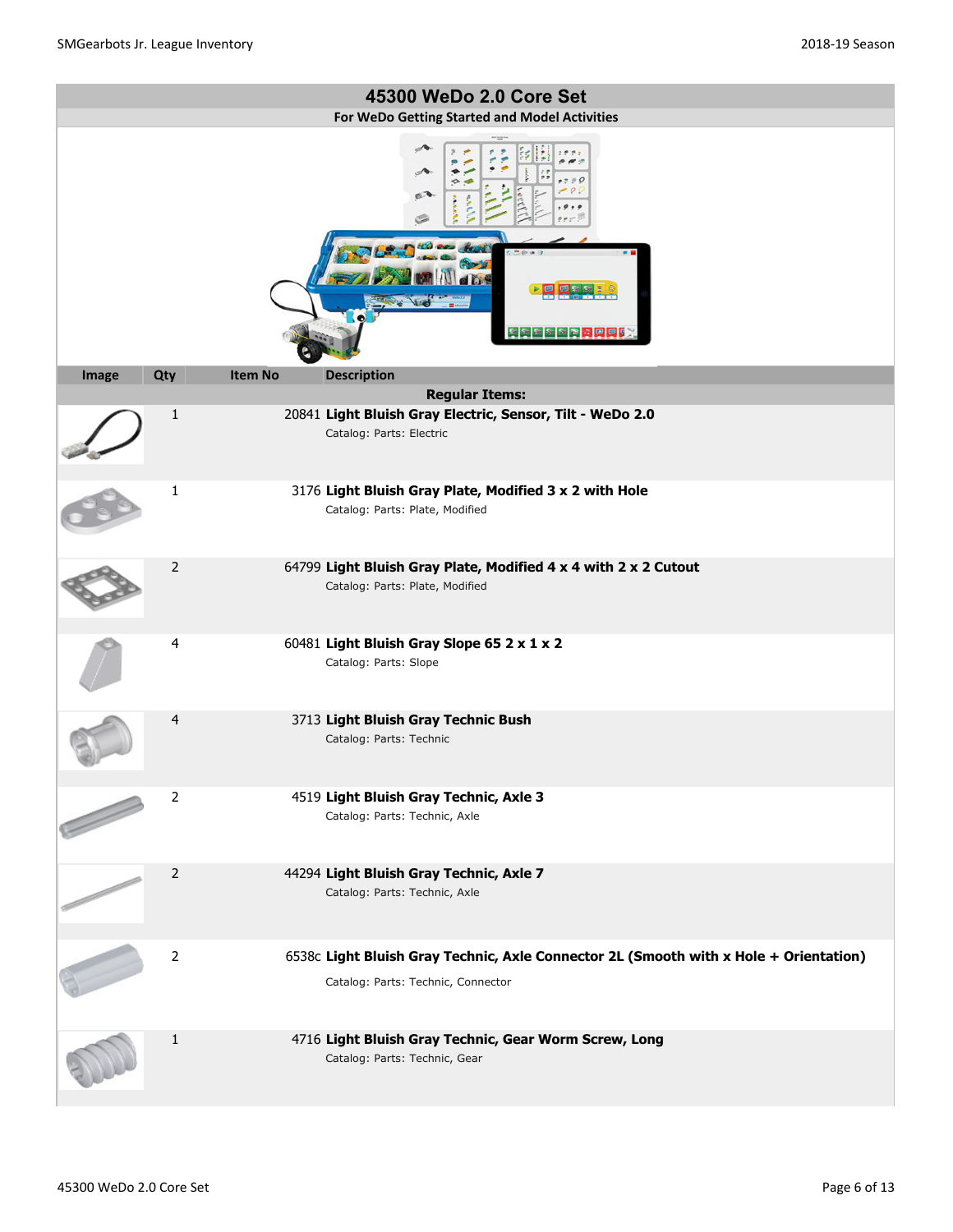## 45300 WeDo 2.0 Core Set

**For WeDo Getting Started and Model Activities**

| Image | Qty | Item No | Description |
|---|---|---|---|
| | | | **Regular Items:** |
| | 1 | 20841 | **Light Bluish Gray Electric, Sensor, Tilt - WeDo 2.0**<br>Catalog: Parts: Electric |
| | 1 | 3176 | **Light Bluish Gray Plate, Modified 3 x 2 with Hole**<br>Catalog: Parts: Plate, Modified |
| | 2 | 64799 | **Light Bluish Gray Plate, Modified 4 x 4 with 2 x 2 Cutout**<br>Catalog: Parts: Plate, Modified |
| | 4 | 60481 | **Light Bluish Gray Slope 65 2 x 1 x 2**<br>Catalog: Parts: Slope |
| | 4 | 3713 | **Light Bluish Gray Technic Bush**<br>Catalog: Parts: Technic |
| | 2 | 4519 | **Light Bluish Gray Technic, Axle 3**<br>Catalog: Parts: Technic, Axle |
| | 2 | 44294 | **Light Bluish Gray Technic, Axle 7**<br>Catalog: Parts: Technic, Axle |
| | 2 | 6538c | **Light Bluish Gray Technic, Axle Connector 2L (Smooth with x Hole + Orientation)**<br>Catalog: Parts: Technic, Connector |
| | 1 | 4716 | **Light Bluish Gray Technic, Gear Worm Screw, Long**<br>Catalog: Parts: Technic, Gear |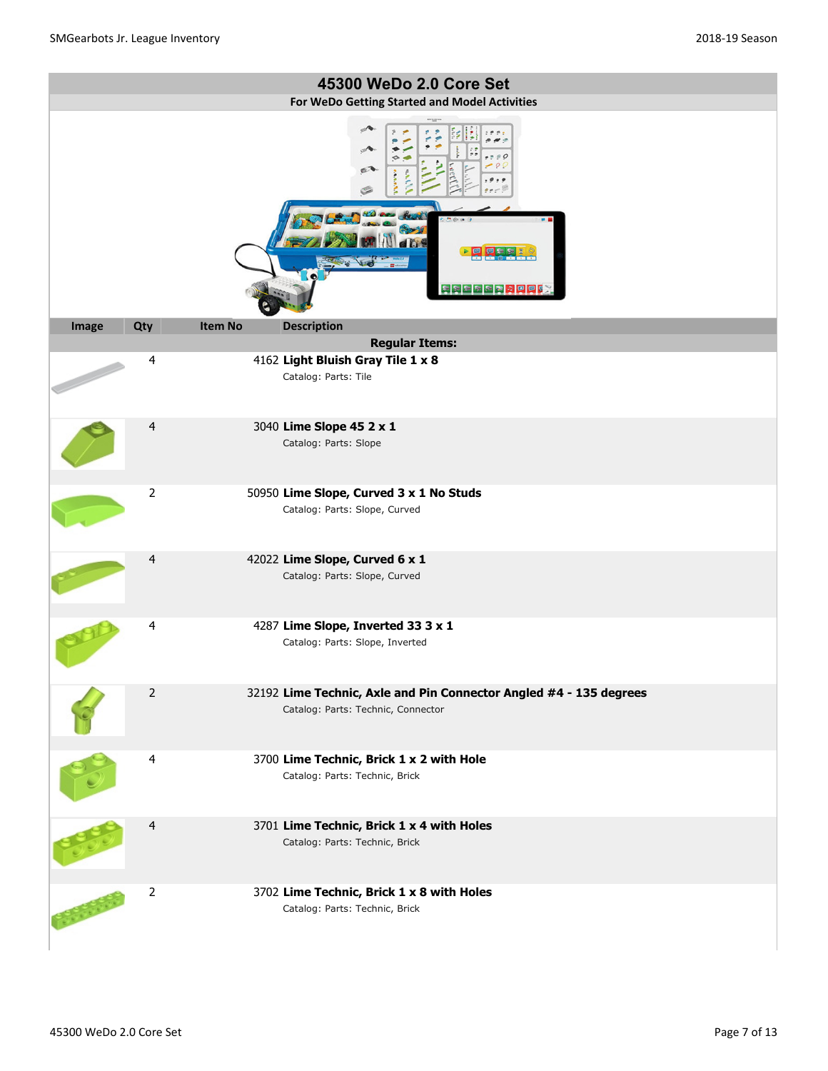# 45300 WeDo 2.0 Core Set

**For WeDo Getting Started and Model Activities**

| Image | Qty | Item No | Description |
|---|---|---|---|
| | | | **Regular Items:** |
| | 4 | 4162 | **Light Bluish Gray Tile 1 x 8**<br>Catalog: Parts: Tile |
| | 4 | 3040 | **Lime Slope 45 2 x 1**<br>Catalog: Parts: Slope |
| | 2 | 50950 | **Lime Slope, Curved 3 x 1 No Studs**<br>Catalog: Parts: Slope, Curved |
| | 4 | 42022 | **Lime Slope, Curved 6 x 1**<br>Catalog: Parts: Slope, Curved |
| | 4 | 4287 | **Lime Slope, Inverted 33 3 x 1**<br>Catalog: Parts: Slope, Inverted |
| | 2 | 32192 | **Lime Technic, Axle and Pin Connector Angled #4 - 135 degrees**<br>Catalog: Parts: Technic, Connector |
| | 4 | 3700 | **Lime Technic, Brick 1 x 2 with Hole**<br>Catalog: Parts: Technic, Brick |
| | 4 | 3701 | **Lime Technic, Brick 1 x 4 with Holes**<br>Catalog: Parts: Technic, Brick |
| | 2 | 3702 | **Lime Technic, Brick 1 x 8 with Holes**<br>Catalog: Parts: Technic, Brick |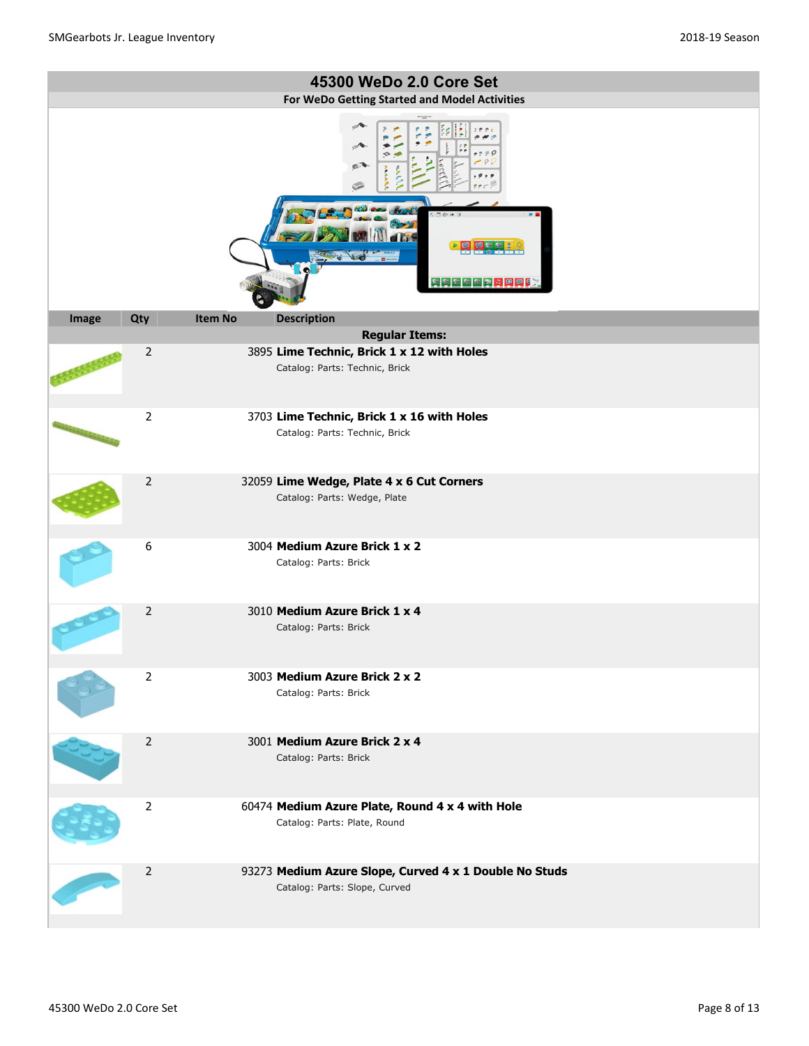# 45300 WeDo 2.0 Core Set

**For WeDo Getting Started and Model Activities**

| Image | Qty | Item No | Description |
|---|---|---|---|
| | | | **Regular Items:** |
| | 2 | 3895 | **Lime Technic, Brick 1 x 12 with Holes** <br> Catalog: Parts: Technic, Brick |
| | 2 | 3703 | **Lime Technic, Brick 1 x 16 with Holes** <br> Catalog: Parts: Technic, Brick |
| | 2 | 32059 | **Lime Wedge, Plate 4 x 6 Cut Corners** <br> Catalog: Parts: Wedge, Plate |
| | 6 | 3004 | **Medium Azure Brick 1 x 2** <br> Catalog: Parts: Brick |
| | 2 | 3010 | **Medium Azure Brick 1 x 4** <br> Catalog: Parts: Brick |
| | 2 | 3003 | **Medium Azure Brick 2 x 2** <br> Catalog: Parts: Brick |
| | 2 | 3001 | **Medium Azure Brick 2 x 4** <br> Catalog: Parts: Brick |
| | 2 | 60474 | **Medium Azure Plate, Round 4 x 4 with Hole** <br> Catalog: Parts: Plate, Round |
| | 2 | 93273 | **Medium Azure Slope, Curved 4 x 1 Double No Studs** <br> Catalog: Parts: Slope, Curved |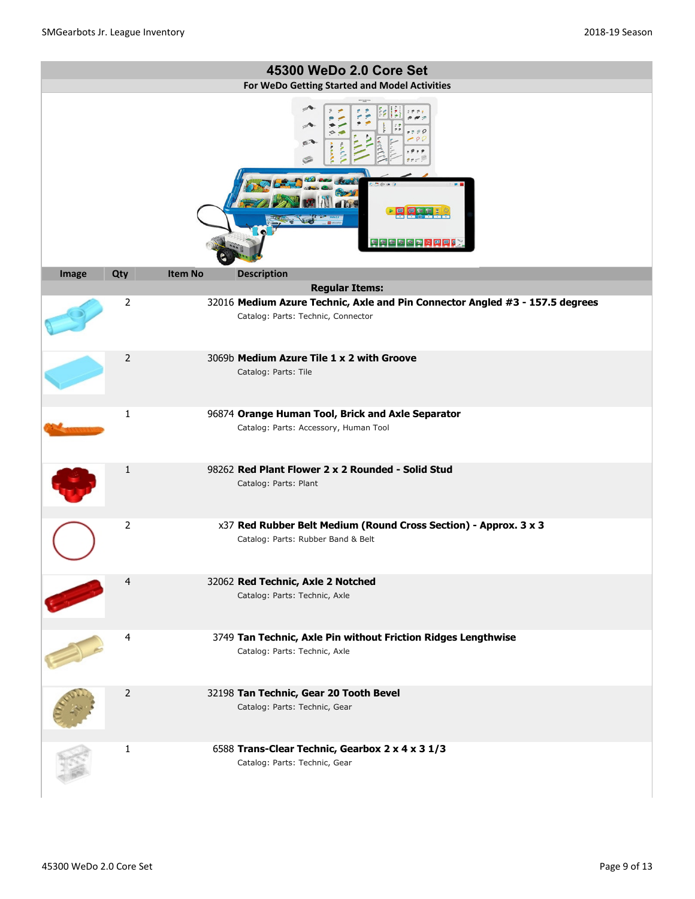# 45300 WeDo 2.0 Core Set

**For WeDo Getting Started and Model Activities**

| Image | Qty | Item No | Description |
|---|---|---|---|
| | | | **Regular Items:** |
| | 2 | 32016 | **Medium Azure Technic, Axle and Pin Connector Angled #3 - 157.5 degrees** Catalog: Parts: Technic, Connector |
| | 2 | 3069b | **Medium Azure Tile 1 x 2 with Groove** Catalog: Parts: Tile |
| | 1 | 96874 | **Orange Human Tool, Brick and Axle Separator** Catalog: Parts: Accessory, Human Tool |
| | 1 | 98262 | **Red Plant Flower 2 x 2 Rounded - Solid Stud** Catalog: Parts: Plant |
| | 2 | x37 | **Red Rubber Belt Medium (Round Cross Section) - Approx. 3 x 3** Catalog: Parts: Rubber Band & Belt |
| | 4 | 32062 | **Red Technic, Axle 2 Notched** Catalog: Parts: Technic, Axle |
| | 4 | 3749 | **Tan Technic, Axle Pin without Friction Ridges Lengthwise** Catalog: Parts: Technic, Axle |
| | 2 | 32198 | **Tan Technic, Gear 20 Tooth Bevel** Catalog: Parts: Technic, Gear |
| | 1 | 6588 | **Trans-Clear Technic, Gearbox 2 x 4 x 3 1/3** Catalog: Parts: Technic, Gear |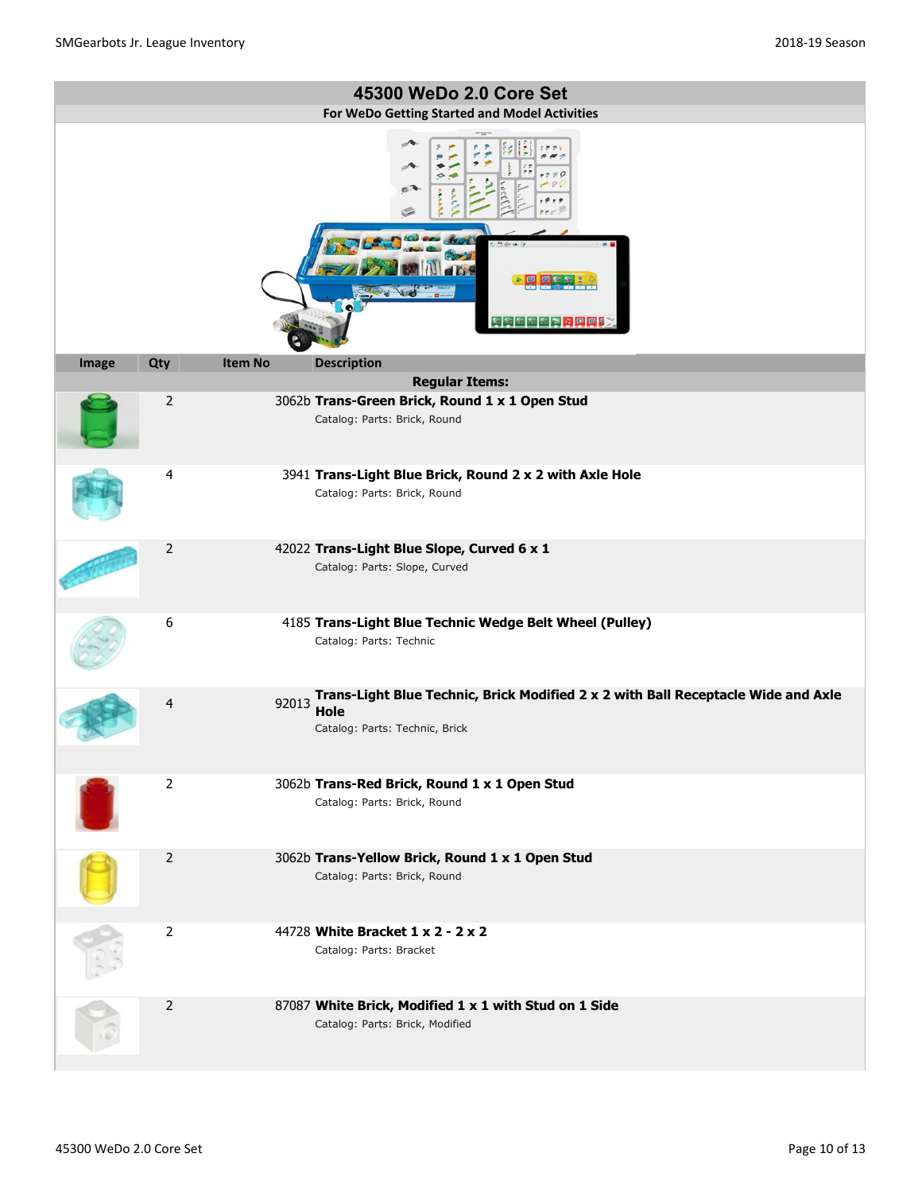## 45300 WeDo 2.0 Core Set

**For WeDo Getting Started and Model Activities**

| Image | Qty | Item No | Description |
|---|---|---|---|
| | | | **Regular Items:** |
| | 2 | 3062b | **Trans-Green Brick, Round 1 x 1 Open Stud**<br>Catalog: Parts: Brick, Round |
| | 4 | 3941 | **Trans-Light Blue Brick, Round 2 x 2 with Axle Hole**<br>Catalog: Parts: Brick, Round |
| | 2 | 42022 | **Trans-Light Blue Slope, Curved 6 x 1**<br>Catalog: Parts: Slope, Curved |
| | 6 | 4185 | **Trans-Light Blue Technic Wedge Belt Wheel (Pulley)**<br>Catalog: Parts: Technic |
| | 4 | 92013 | **Trans-Light Blue Technic, Brick Modified 2 x 2 with Ball Receptacle Wide and Axle Hole**<br>Catalog: Parts: Technic, Brick |
| | 2 | 3062b | **Trans-Red Brick, Round 1 x 1 Open Stud**<br>Catalog: Parts: Brick, Round |
| | 2 | 3062b | **Trans-Yellow Brick, Round 1 x 1 Open Stud**<br>Catalog: Parts: Brick, Round |
| | 2 | 44728 | **White Bracket 1 x 2 - 2 x 2**<br>Catalog: Parts: Bracket |
| | 2 | 87087 | **White Brick, Modified 1 x 1 with Stud on 1 Side**<br>Catalog: Parts: Brick, Modified |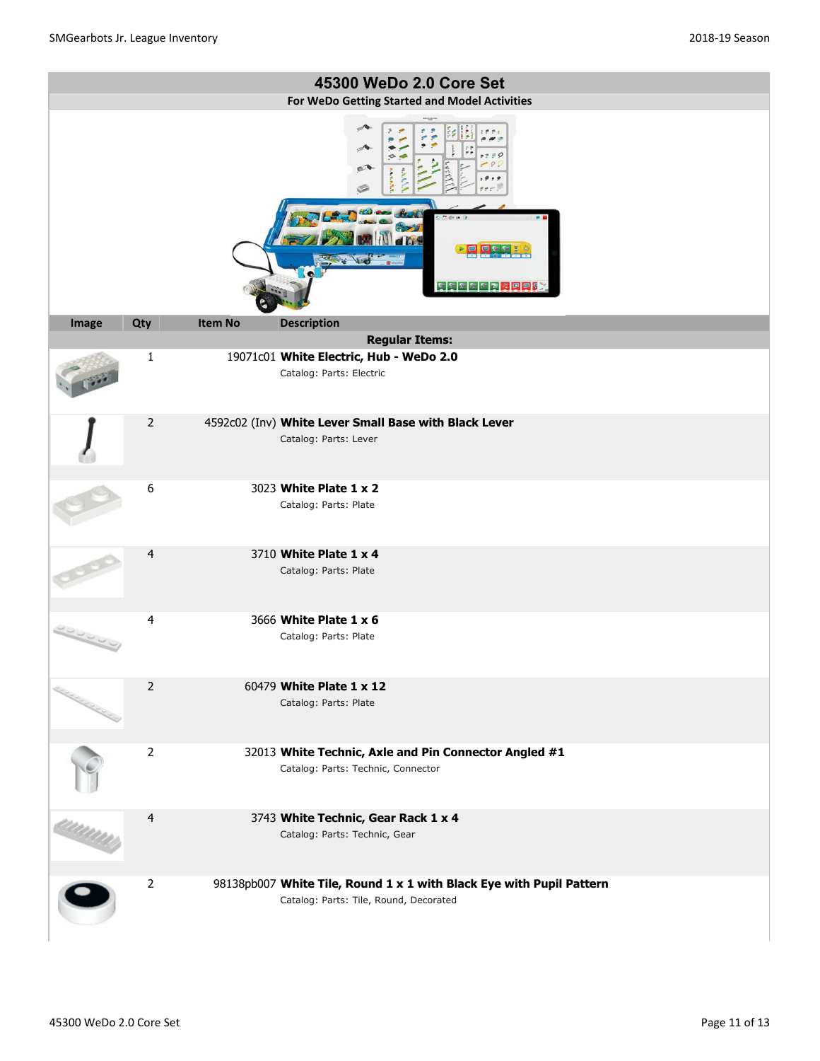## 45300 WeDo 2.0 Core Set

**For WeDo Getting Started and Model Activities**

| Image | Qty | Item No | Description |
|---|---|---|---|
| | | | **Regular Items:** |
| | 1 | 19071c01 | **White Electric, Hub - WeDo 2.0**<br>Catalog: Parts: Electric |
| | 2 | 4592c02 (Inv) | **White Lever Small Base with Black Lever**<br>Catalog: Parts: Lever |
| | 6 | 3023 | **White Plate 1 x 2**<br>Catalog: Parts: Plate |
| | 4 | 3710 | **White Plate 1 x 4**<br>Catalog: Parts: Plate |
| | 4 | 3666 | **White Plate 1 x 6**<br>Catalog: Parts: Plate |
| | 2 | 60479 | **White Plate 1 x 12**<br>Catalog: Parts: Plate |
| | 2 | 32013 | **White Technic, Axle and Pin Connector Angled #1**<br>Catalog: Parts: Technic, Connector |
| | 4 | 3743 | **White Technic, Gear Rack 1 x 4**<br>Catalog: Parts: Technic, Gear |
| | 2 | 98138pb007 | **White Tile, Round 1 x 1 with Black Eye with Pupil Pattern**<br>Catalog: Parts: Tile, Round, Decorated |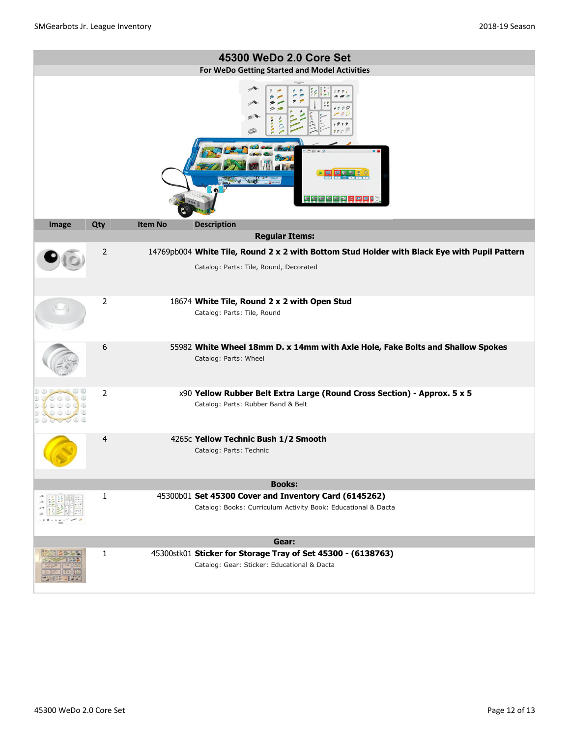## 45300 WeDo 2.0 Core Set

**For WeDo Getting Started and Model Activities**

| Image | Qty | Item No | Description |
|---|---|---|---|
| | | | **Regular Items:** |
| | 2 | 14769pb004 | **White Tile, Round 2 x 2 with Bottom Stud Holder with Black Eye with Pupil Pattern** Catalog: Parts: Tile, Round, Decorated |
| | 2 | 18674 | **White Tile, Round 2 x 2 with Open Stud** Catalog: Parts: Tile, Round |
| | 6 | 55982 | **White Wheel 18mm D. x 14mm with Axle Hole, Fake Bolts and Shallow Spokes** Catalog: Parts: Wheel |
| | 2 | x90 | **Yellow Rubber Belt Extra Large (Round Cross Section) - Approx. 5 x 5** Catalog: Parts: Rubber Band & Belt |
| | 4 | 4265c | **Yellow Technic Bush 1/2 Smooth** Catalog: Parts: Technic |
| | | | **Books:** |
| | 1 | 45300b01 | **Set 45300 Cover and Inventory Card (6145262)** Catalog: Books: Curriculum Activity Book: Educational & Dacta |
| | | | **Gear:** |
| | 1 | 45300stk01 | **Sticker for Storage Tray of Set 45300 - (6138763)** Catalog: Gear: Sticker: Educational & Dacta |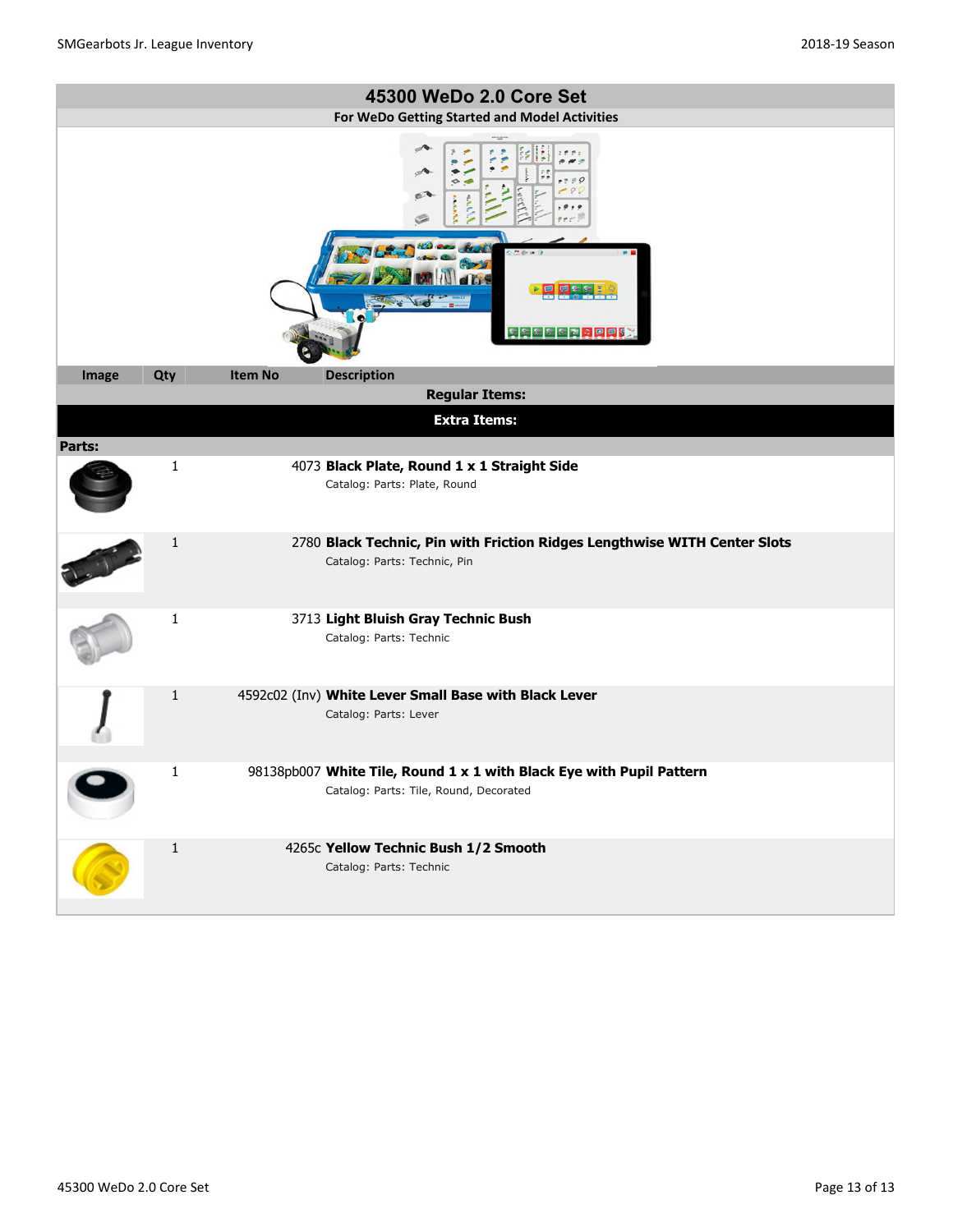# 45300 WeDo 2.0 Core Set

For WeDo Getting Started and Model Activities

| Image | Qty | Item No | Description |
|---|---|---|---|
| | | | **Regular Items:** |
| | | | **Extra Items:** |
| **Parts:** | | | |
| | 1 | 4073 | **Black Plate, Round 1 x 1 Straight Side**<br>Catalog: Parts: Plate, Round |
| | 1 | 2780 | **Black Technic, Pin with Friction Ridges Lengthwise WITH Center Slots**<br>Catalog: Parts: Technic, Pin |
| | 1 | 3713 | **Light Bluish Gray Technic Bush**<br>Catalog: Parts: Technic |
| | 1 | 4592c02 (Inv) | **White Lever Small Base with Black Lever**<br>Catalog: Parts: Lever |
| | 1 | 98138pb007 | **White Tile, Round 1 x 1 with Black Eye with Pupil Pattern**<br>Catalog: Parts: Tile, Round, Decorated |
| | 1 | 4265c | **Yellow Technic Bush 1/2 Smooth**<br>Catalog: Parts: Technic |